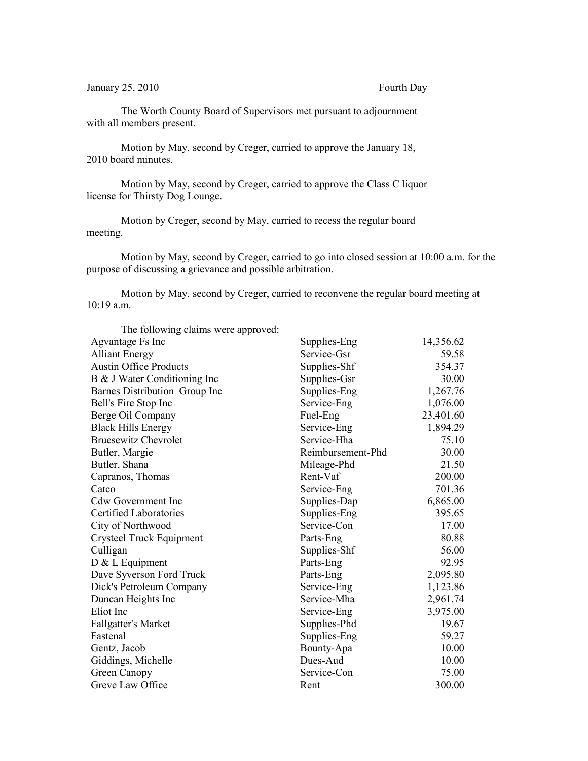January 25, 2010 Fourth Day

The Worth County Board of Supervisors met pursuant to adjournment with all members present.

Motion by May, second by Creger, carried to approve the January 18, 2010 board minutes.

Motion by May, second by Creger, carried to approve the Class C liquor license for Thirsty Dog Lounge.

Motion by Creger, second by May, carried to recess the regular board meeting.

Motion by May, second by Creger, carried to go into closed session at 10:00 a.m. for the purpose of discussing a grievance and possible arbitration.

Motion by May, second by Creger, carried to reconvene the regular board meeting at 10:19 a.m.

The following claims were approved:

| | | |
|---|---|---:|
| Agvantage Fs Inc | Supplies-Eng | 14,356.62 |
| Alliant Energy | Service-Gsr | 59.58 |
| Austin Office Products | Supplies-Shf | 354.37 |
| B & J Water Conditioning Inc | Supplies-Gsr | 30.00 |
| Barnes Distribution Group Inc | Supplies-Eng | 1,267.76 |
| Bell's Fire Stop Inc | Service-Eng | 1,076.00 |
| Berge Oil Company | Fuel-Eng | 23,401.60 |
| Black Hills Energy | Service-Eng | 1,894.29 |
| Bruesewitz Chevrolet | Service-Hha | 75.10 |
| Butler, Margie | Reimbursement-Phd | 30.00 |
| Butler, Shana | Mileage-Phd | 21.50 |
| Capranos, Thomas | Rent-Vaf | 200.00 |
| Catco | Service-Eng | 701.36 |
| Cdw Government Inc | Supplies-Dap | 6,865.00 |
| Certified Laboratories | Supplies-Eng | 395.65 |
| City of Northwood | Service-Con | 17.00 |
| Crysteel Truck Equipment | Parts-Eng | 80.88 |
| Culligan | Supplies-Shf | 56.00 |
| D & L Equipment | Parts-Eng | 92.95 |
| Dave Syverson Ford Truck | Parts-Eng | 2,095.80 |
| Dick's Petroleum Company | Service-Eng | 1,123.86 |
| Duncan Heights Inc | Service-Mha | 2,961.74 |
| Eliot Inc | Service-Eng | 3,975.00 |
| Fallgatter's Market | Supplies-Phd | 19.67 |
| Fastenal | Supplies-Eng | 59.27 |
| Gentz, Jacob | Bounty-Apa | 10.00 |
| Giddings, Michelle | Dues-Aud | 10.00 |
| Green Canopy | Service-Con | 75.00 |
| Greve Law Office | Rent | 300.00 |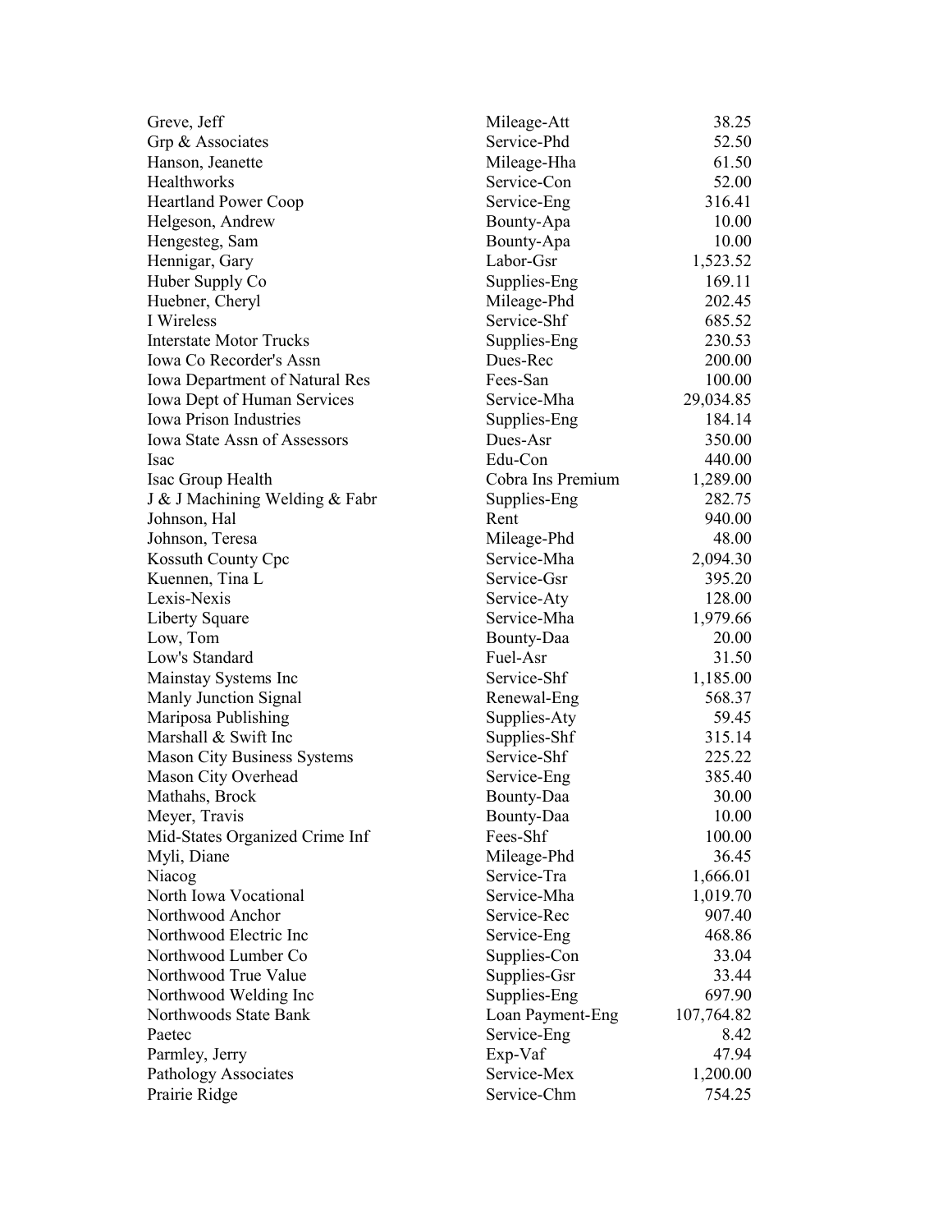| | | |
|---|---|---|
| Greve, Jeff | Mileage-Att | 38.25 |
| Grp & Associates | Service-Phd | 52.50 |
| Hanson, Jeanette | Mileage-Hha | 61.50 |
| Healthworks | Service-Con | 52.00 |
| Heartland Power Coop | Service-Eng | 316.41 |
| Helgeson, Andrew | Bounty-Apa | 10.00 |
| Hengesteg, Sam | Bounty-Apa | 10.00 |
| Hennigar, Gary | Labor-Gsr | 1,523.52 |
| Huber Supply Co | Supplies-Eng | 169.11 |
| Huebner, Cheryl | Mileage-Phd | 202.45 |
| I Wireless | Service-Shf | 685.52 |
| Interstate Motor Trucks | Supplies-Eng | 230.53 |
| Iowa Co Recorder's Assn | Dues-Rec | 200.00 |
| Iowa Department of Natural Res | Fees-San | 100.00 |
| Iowa Dept of Human Services | Service-Mha | 29,034.85 |
| Iowa Prison Industries | Supplies-Eng | 184.14 |
| Iowa State Assn of Assessors | Dues-Asr | 350.00 |
| Isac | Edu-Con | 440.00 |
| Isac Group Health | Cobra Ins Premium | 1,289.00 |
| J & J Machining Welding & Fabr | Supplies-Eng | 282.75 |
| Johnson, Hal | Rent | 940.00 |
| Johnson, Teresa | Mileage-Phd | 48.00 |
| Kossuth County Cpc | Service-Mha | 2,094.30 |
| Kuennen, Tina L | Service-Gsr | 395.20 |
| Lexis-Nexis | Service-Aty | 128.00 |
| Liberty Square | Service-Mha | 1,979.66 |
| Low, Tom | Bounty-Daa | 20.00 |
| Low's Standard | Fuel-Asr | 31.50 |
| Mainstay Systems Inc | Service-Shf | 1,185.00 |
| Manly Junction Signal | Renewal-Eng | 568.37 |
| Mariposa Publishing | Supplies-Aty | 59.45 |
| Marshall & Swift Inc | Supplies-Shf | 315.14 |
| Mason City Business Systems | Service-Shf | 225.22 |
| Mason City Overhead | Service-Eng | 385.40 |
| Mathahs, Brock | Bounty-Daa | 30.00 |
| Meyer, Travis | Bounty-Daa | 10.00 |
| Mid-States Organized Crime Inf | Fees-Shf | 100.00 |
| Myli, Diane | Mileage-Phd | 36.45 |
| Niacog | Service-Tra | 1,666.01 |
| North Iowa Vocational | Service-Mha | 1,019.70 |
| Northwood Anchor | Service-Rec | 907.40 |
| Northwood Electric Inc | Service-Eng | 468.86 |
| Northwood Lumber Co | Supplies-Con | 33.04 |
| Northwood True Value | Supplies-Gsr | 33.44 |
| Northwood Welding Inc | Supplies-Eng | 697.90 |
| Northwoods State Bank | Loan Payment-Eng | 107,764.82 |
| Paetec | Service-Eng | 8.42 |
| Parmley, Jerry | Exp-Vaf | 47.94 |
| Pathology Associates | Service-Mex | 1,200.00 |
| Prairie Ridge | Service-Chm | 754.25 |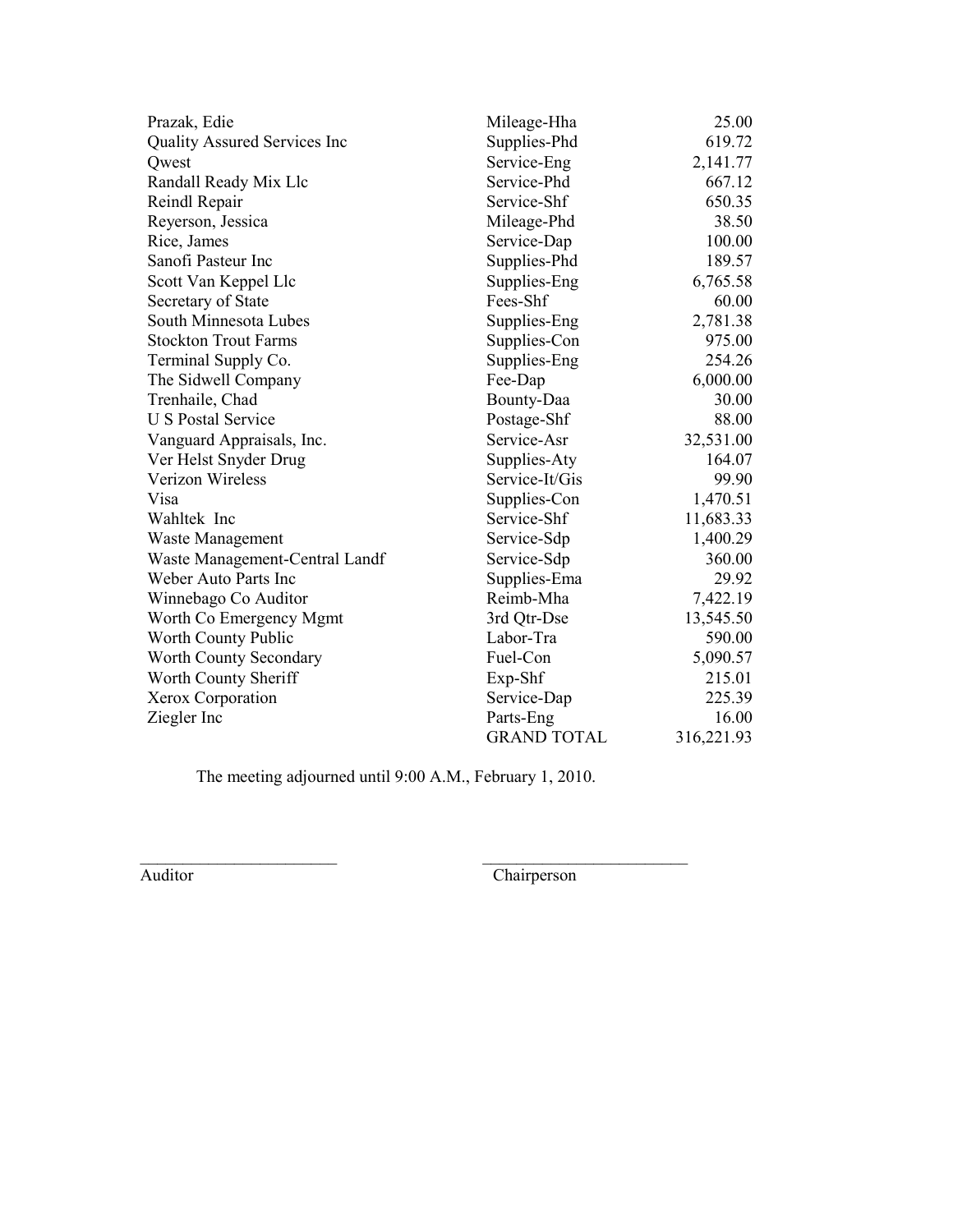| | | |
|---|---|---|
| Prazak, Edie | Mileage-Hha | 25.00 |
| Quality Assured Services Inc | Supplies-Phd | 619.72 |
| Qwest | Service-Eng | 2,141.77 |
| Randall Ready Mix Llc | Service-Phd | 667.12 |
| Reindl Repair | Service-Shf | 650.35 |
| Reyerson, Jessica | Mileage-Phd | 38.50 |
| Rice, James | Service-Dap | 100.00 |
| Sanofi Pasteur Inc | Supplies-Phd | 189.57 |
| Scott Van Keppel Llc | Supplies-Eng | 6,765.58 |
| Secretary of State | Fees-Shf | 60.00 |
| South Minnesota Lubes | Supplies-Eng | 2,781.38 |
| Stockton Trout Farms | Supplies-Con | 975.00 |
| Terminal Supply Co. | Supplies-Eng | 254.26 |
| The Sidwell Company | Fee-Dap | 6,000.00 |
| Trenhaile, Chad | Bounty-Daa | 30.00 |
| U S Postal Service | Postage-Shf | 88.00 |
| Vanguard Appraisals, Inc. | Service-Asr | 32,531.00 |
| Ver Helst Snyder Drug | Supplies-Aty | 164.07 |
| Verizon Wireless | Service-It/Gis | 99.90 |
| Visa | Supplies-Con | 1,470.51 |
| Wahltek Inc | Service-Shf | 11,683.33 |
| Waste Management | Service-Sdp | 1,400.29 |
| Waste Management-Central Landf | Service-Sdp | 360.00 |
| Weber Auto Parts Inc | Supplies-Ema | 29.92 |
| Winnebago Co Auditor | Reimb-Mha | 7,422.19 |
| Worth Co Emergency Mgmt | 3rd Qtr-Dse | 13,545.50 |
| Worth County Public | Labor-Tra | 590.00 |
| Worth County Secondary | Fuel-Con | 5,090.57 |
| Worth County Sheriff | Exp-Shf | 215.01 |
| Xerox Corporation | Service-Dap | 225.39 |
| Ziegler Inc | Parts-Eng | 16.00 |
| | GRAND TOTAL | 316,221.93 |

The meeting adjourned until 9:00 A.M., February 1, 2010.

\_\_\_\_\_\_\_\_\_\_\_\_\_\_\_\_\_\_\_\_\_\_\_\_ \_\_\_\_\_\_\_\_\_\_\_\_\_\_\_\_\_\_\_\_\_\_\_\_\_

Auditor Chairperson